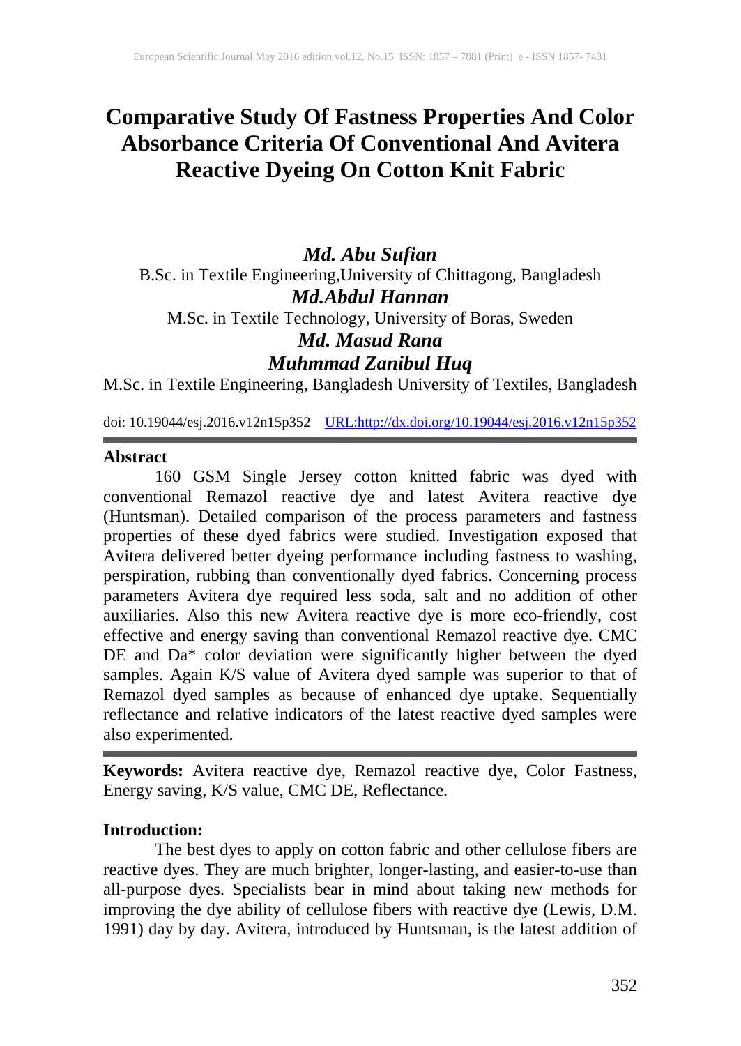# Comparative Study Of Fastness Properties And Color Absorbance Criteria Of Conventional And Avitera Reactive Dyeing On Cotton Knit Fabric

***Md. Abu Sufian***

B.Sc. in Textile Engineering,University of Chittagong, Bangladesh

***Md.Abdul Hannan***

M.Sc. in Textile Technology, University of Boras, Sweden

***Md. Masud Rana***

***Muhmmad Zanibul Huq***

M.Sc. in Textile Engineering, Bangladesh University of Textiles, Bangladesh

doi: 10.19044/esj.2016.v12n15p352 URL:http://dx.doi.org/10.19044/esj.2016.v12n15p352

## Abstract

160 GSM Single Jersey cotton knitted fabric was dyed with conventional Remazol reactive dye and latest Avitera reactive dye (Huntsman). Detailed comparison of the process parameters and fastness properties of these dyed fabrics were studied. Investigation exposed that Avitera delivered better dyeing performance including fastness to washing, perspiration, rubbing than conventionally dyed fabrics. Concerning process parameters Avitera dye required less soda, salt and no addition of other auxiliaries. Also this new Avitera reactive dye is more eco-friendly, cost effective and energy saving than conventional Remazol reactive dye. CMC DE and Da* color deviation were significantly higher between the dyed samples. Again K/S value of Avitera dyed sample was superior to that of Remazol dyed samples as because of enhanced dye uptake. Sequentially reflectance and relative indicators of the latest reactive dyed samples were also experimented.

**Keywords:** Avitera reactive dye, Remazol reactive dye, Color Fastness, Energy saving, K/S value, CMC DE, Reflectance.

## Introduction:

The best dyes to apply on cotton fabric and other cellulose fibers are reactive dyes. They are much brighter, longer-lasting, and easier-to-use than all-purpose dyes. Specialists bear in mind about taking new methods for improving the dye ability of cellulose fibers with reactive dye (Lewis, D.M. 1991) day by day. Avitera, introduced by Huntsman, is the latest addition of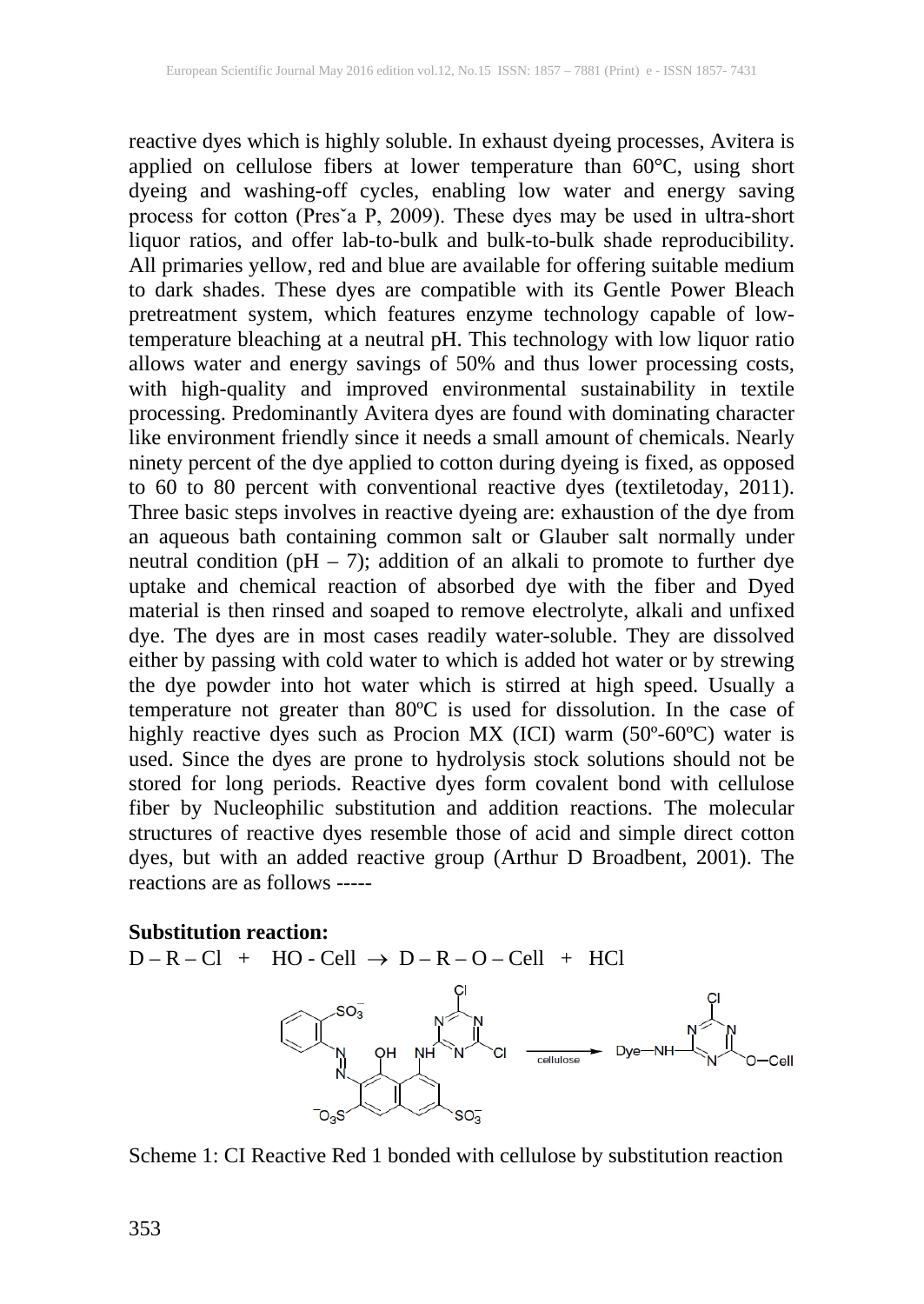reactive dyes which is highly soluble. In exhaust dyeing processes, Avitera is applied on cellulose fibers at lower temperature than 60°C, using short dyeing and washing-off cycles, enabling low water and energy saving process for cotton (Presˇa P, 2009). These dyes may be used in ultra-short liquor ratios, and offer lab-to-bulk and bulk-to-bulk shade reproducibility. All primaries yellow, red and blue are available for offering suitable medium to dark shades. These dyes are compatible with its Gentle Power Bleach pretreatment system, which features enzyme technology capable of low-temperature bleaching at a neutral pH. This technology with low liquor ratio allows water and energy savings of 50% and thus lower processing costs, with high-quality and improved environmental sustainability in textile processing. Predominantly Avitera dyes are found with dominating character like environment friendly since it needs a small amount of chemicals. Nearly ninety percent of the dye applied to cotton during dyeing is fixed, as opposed to 60 to 80 percent with conventional reactive dyes (textiletoday, 2011). Three basic steps involves in reactive dyeing are: exhaustion of the dye from an aqueous bath containing common salt or Glauber salt normally under neutral condition (pH – 7); addition of an alkali to promote to further dye uptake and chemical reaction of absorbed dye with the fiber and Dyed material is then rinsed and soaped to remove electrolyte, alkali and unfixed dye. The dyes are in most cases readily water-soluble. They are dissolved either by passing with cold water to which is added hot water or by strewing the dye powder into hot water which is stirred at high speed. Usually a temperature not greater than 80ºC is used for dissolution. In the case of highly reactive dyes such as Procion MX (ICI) warm (50º-60ºC) water is used. Since the dyes are prone to hydrolysis stock solutions should not be stored for long periods. Reactive dyes form covalent bond with cellulose fiber by Nucleophilic substitution and addition reactions. The molecular structures of reactive dyes resemble those of acid and simple direct cotton dyes, but with an added reactive group (Arthur D Broadbent, 2001). The reactions are as follows -----

**Substitution reaction:**

$$D – R – Cl \ + \ HO - Cell \ \rightarrow \ D – R – O – Cell \ + \ HCl$$

Scheme 1: CI Reactive Red 1 bonded with cellulose by substitution reaction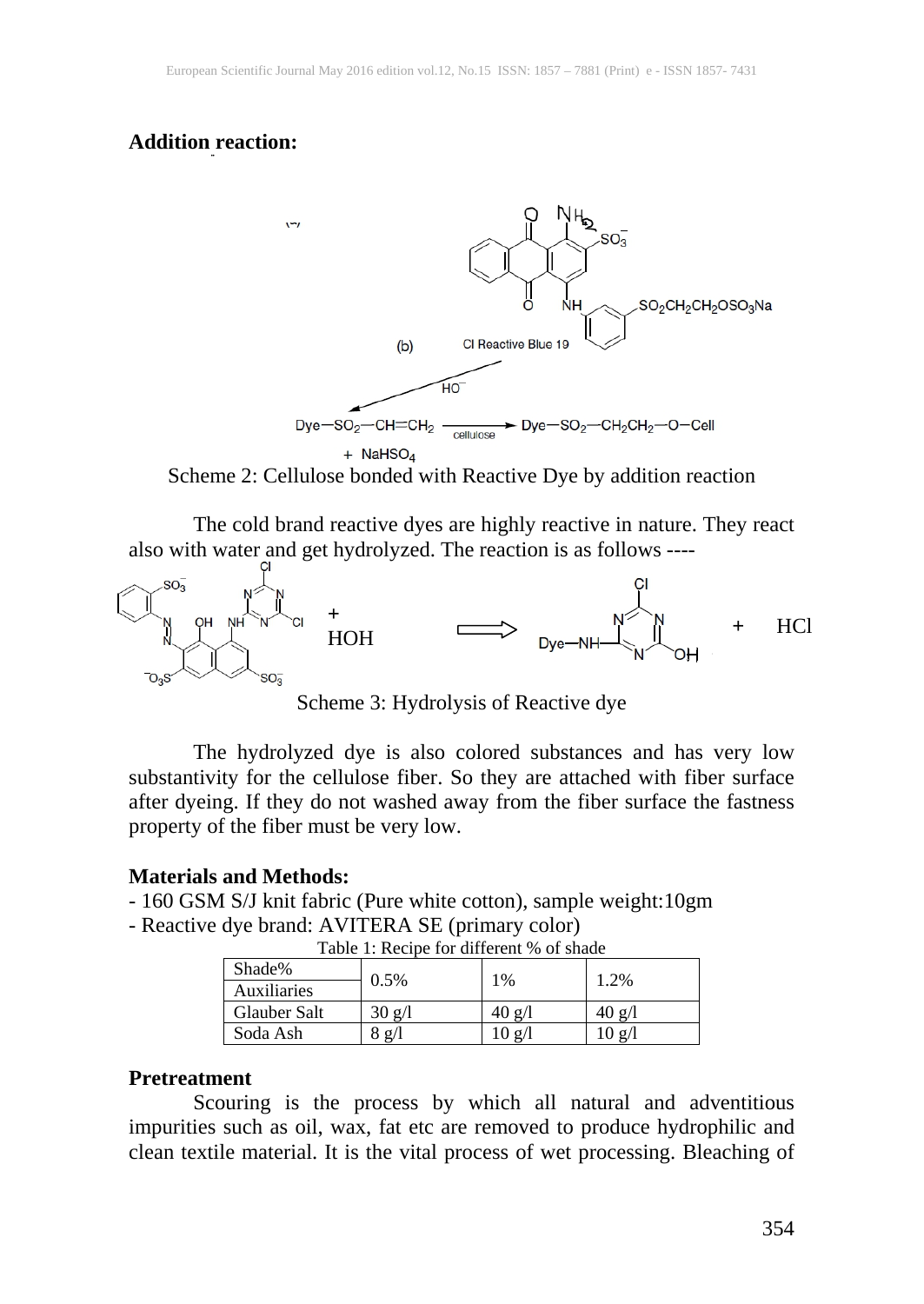**Addition reaction:**

Scheme 2: Cellulose bonded with Reactive Dye by addition reaction

The cold brand reactive dyes are highly reactive in nature. They react also with water and get hydrolyzed. The reaction is as follows ----

Scheme 3: Hydrolysis of Reactive dye

The hydrolyzed dye is also colored substances and has very low substantivity for the cellulose fiber. So they are attached with fiber surface after dyeing. If they do not washed away from the fiber surface the fastness property of the fiber must be very low.

**Materials and Methods:**

- 160 GSM S/J knit fabric (Pure white cotton), sample weight:10gm
- Reactive dye brand: AVITERA SE (primary color)

Table 1: Recipe for different % of shade

| Shade% / Auxiliaries | 0.5% | 1% | 1.2% |
|---|---|---|---|
| Glauber Salt | 30 g/l | 40 g/l | 40 g/l |
| Soda Ash | 8 g/l | 10 g/l | 10 g/l |

**Pretreatment**

Scouring is the process by which all natural and adventitious impurities such as oil, wax, fat etc are removed to produce hydrophilic and clean textile material. It is the vital process of wet processing. Bleaching of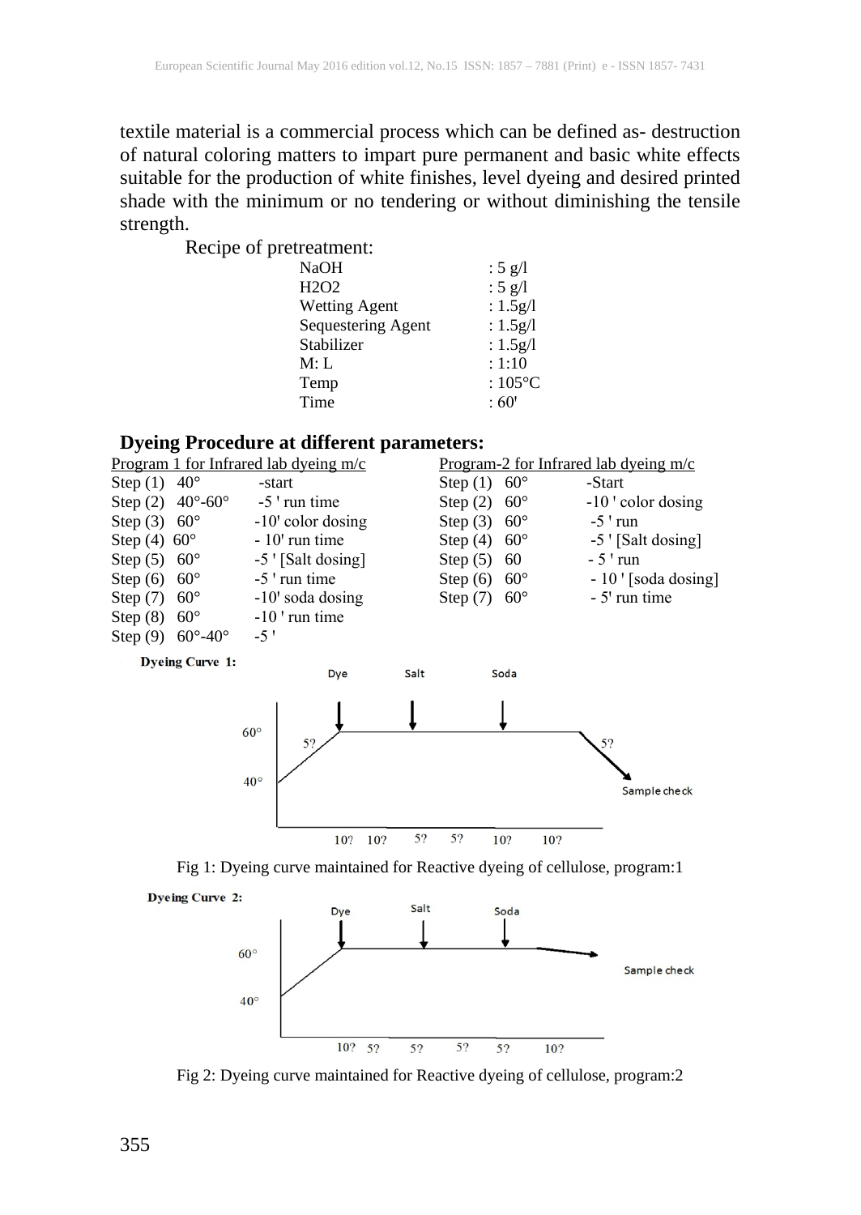textile material is a commercial process which can be defined as- destruction of natural coloring matters to impart pure permanent and basic white effects suitable for the production of white finishes, level dyeing and desired printed shade with the minimum or no tendering or without diminishing the tensile strength.

Recipe of pretreatment:

| | |
|---|---|
| NaOH | : 5 g/l |
| $H_2O_2$ | : 5 g/l |
| Wetting Agent | : 1.5g/l |
| Sequestering Agent | : 1.5g/l |
| Stabilizer | : 1.5g/l |
| M: L | : 1:10 |
| Temp | : 105°C |
| Time | : 60' |

**Dyeing Procedure at different parameters:**

Program 1 for Infrared lab dyeing m/c

| | | |
|---|---|---|
| Step (1) | 40° | -start |
| Step (2) | 40°-60° | -5 ' run time |
| Step (3) | 60° | -10' color dosing |
| Step (4) | 60° | - 10' run time |
| Step (5) | 60° | -5 ' [Salt dosing] |
| Step (6) | 60° | -5 ' run time |
| Step (7) | 60° | -10' soda dosing |
| Step (8) | 60° | -10 ' run time |
| Step (9) | 60°-40° | -5 ' |

Program-2 for Infrared lab dyeing m/c

| | | |
|---|---|---|
| Step (1) | 60° | -Start |
| Step (2) | 60° | -10 ' color dosing |
| Step (3) | 60° | -5 ' run |
| Step (4) | 60° | -5 ' [Salt dosing] |
| Step (5) | 60 | - 5 ' run |
| Step (6) | 60° | - 10 ' [soda dosing] |
| Step (7) | 60° | - 5' run time |

**Dyeing Curve 1:**

Dye Salt Soda

60° 5? 5?

40° Sample check

10? 10? 5? 5? 10? 10?

Fig 1: Dyeing curve maintained for Reactive dyeing of cellulose, program:1

**Dyeing Curve 2:**

Dye Salt Soda

60° Sample check

40°

10? 5? 5? 5? 5? 10?

Fig 2: Dyeing curve maintained for Reactive dyeing of cellulose, program:2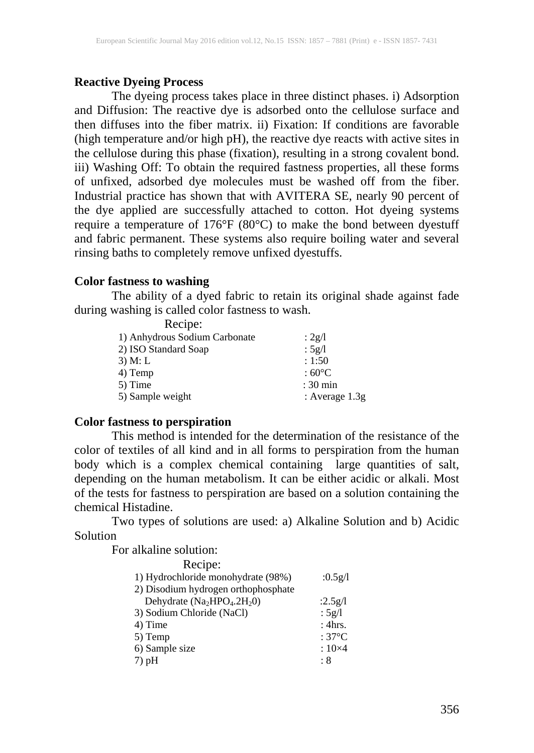**Reactive Dyeing Process**

The dyeing process takes place in three distinct phases. i) Adsorption and Diffusion: The reactive dye is adsorbed onto the cellulose surface and then diffuses into the fiber matrix. ii) Fixation: If conditions are favorable (high temperature and/or high pH), the reactive dye reacts with active sites in the cellulose during this phase (fixation), resulting in a strong covalent bond. iii) Washing Off: To obtain the required fastness properties, all these forms of unfixed, adsorbed dye molecules must be washed off from the fiber. Industrial practice has shown that with AVITERA SE, nearly 90 percent of the dye applied are successfully attached to cotton. Hot dyeing systems require a temperature of 176°F (80°C) to make the bond between dyestuff and fabric permanent. These systems also require boiling water and several rinsing baths to completely remove unfixed dyestuffs.

**Color fastness to washing**

The ability of a dyed fabric to retain its original shade against fade during washing is called color fastness to wash.

Recipe:

| | |
|---|---|
| 1) Anhydrous Sodium Carbonate | : 2g/l |
| 2) ISO Standard Soap | : 5g/l |
| 3) M: L | : 1:50 |
| 4) Temp | : 60°C |
| 5) Time | : 30 min |
| 5) Sample weight | : Average 1.3g |

**Color fastness to perspiration**

This method is intended for the determination of the resistance of the color of textiles of all kind and in all forms to perspiration from the human body which is a complex chemical containing large quantities of salt, depending on the human metabolism. It can be either acidic or alkali. Most of the tests for fastness to perspiration are based on a solution containing the chemical Histadine.

Two types of solutions are used: a) Alkaline Solution and b) Acidic Solution

For alkaline solution:

Recipe:

| | |
|---|---|
| 1) Hydrochloride monohydrate (98%) | :0.5g/l |
| 2) Disodium hydrogen orthophosphate Dehydrate ($Na_2HPO_4.2H_20$) | :2.5g/l |
| 3) Sodium Chloride (NaCl) | : 5g/l |
| 4) Time | : 4hrs. |
| 5) Temp | : 37°C |
| 6) Sample size | : 10×4 |
| 7) pH | : 8 |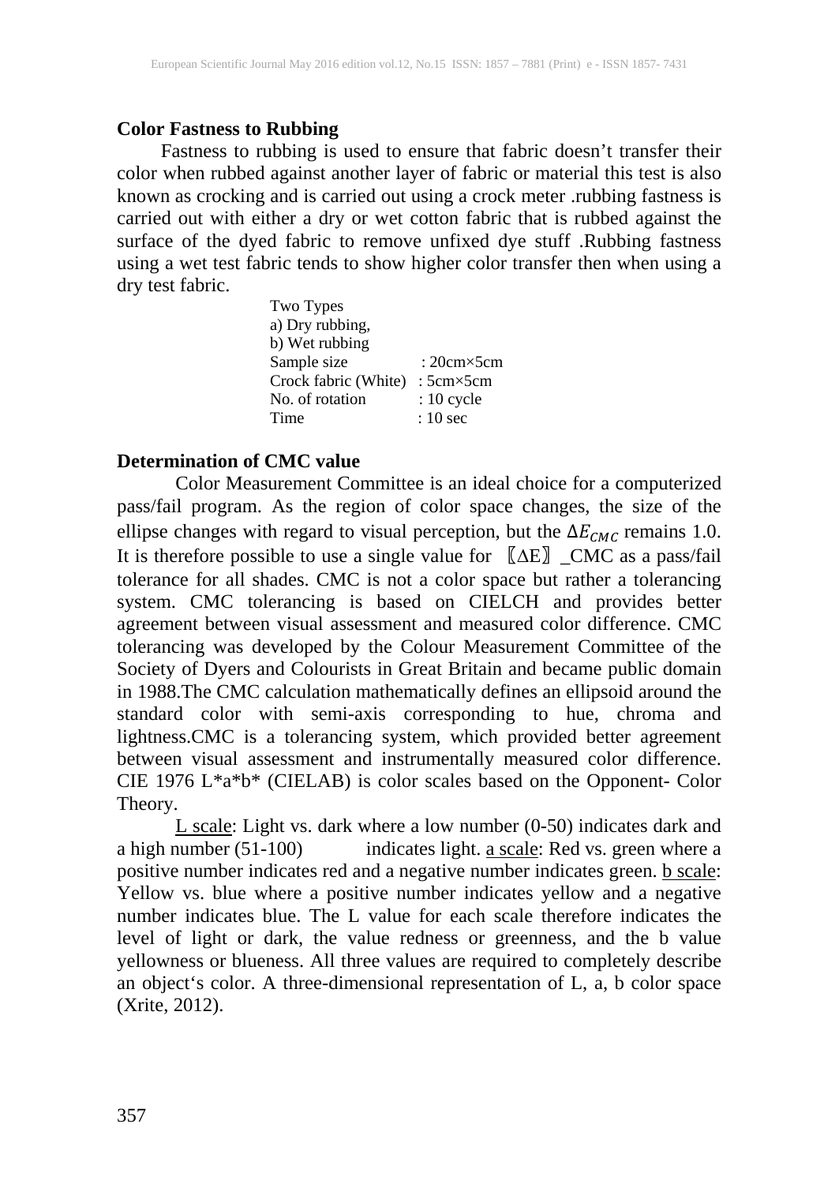**Color Fastness to Rubbing**

Fastness to rubbing is used to ensure that fabric doesn't transfer their color when rubbed against another layer of fabric or material this test is also known as crocking and is carried out using a crock meter .rubbing fastness is carried out with either a dry or wet cotton fabric that is rubbed against the surface of the dyed fabric to remove unfixed dye stuff .Rubbing fastness using a wet test fabric tends to show higher color transfer then when using a dry test fabric.

Two Types
a) Dry rubbing,
b) Wet rubbing

| | |
|---|---|
| Sample size | : 20cm×5cm |
| Crock fabric (White) | : 5cm×5cm |
| No. of rotation | : 10 cycle |
| Time | : 10 sec |

**Determination of CMC value**

Color Measurement Committee is an ideal choice for a computerized pass/fail program. As the region of color space changes, the size of the ellipse changes with regard to visual perception, but the $\Delta E_{CMC}$ remains 1.0. It is therefore possible to use a single value for 〖ΔE〗_CMC as a pass/fail tolerance for all shades. CMC is not a color space but rather a tolerancing system. CMC tolerancing is based on CIELCH and provides better agreement between visual assessment and measured color difference. CMC tolerancing was developed by the Colour Measurement Committee of the Society of Dyers and Colourists in Great Britain and became public domain in 1988.The CMC calculation mathematically defines an ellipsoid around the standard color with semi-axis corresponding to hue, chroma and lightness.CMC is a tolerancing system, which provided better agreement between visual assessment and instrumentally measured color difference. CIE 1976 L*a*b* (CIELAB) is color scales based on the Opponent- Color Theory.

L scale: Light vs. dark where a low number (0-50) indicates dark and a high number (51-100) indicates light. a scale: Red vs. green where a positive number indicates red and a negative number indicates green. b scale: Yellow vs. blue where a positive number indicates yellow and a negative number indicates blue. The L value for each scale therefore indicates the level of light or dark, the value redness or greenness, and the b value yellowness or blueness. All three values are required to completely describe an object‘s color. A three-dimensional representation of L, a, b color space (Xrite, 2012).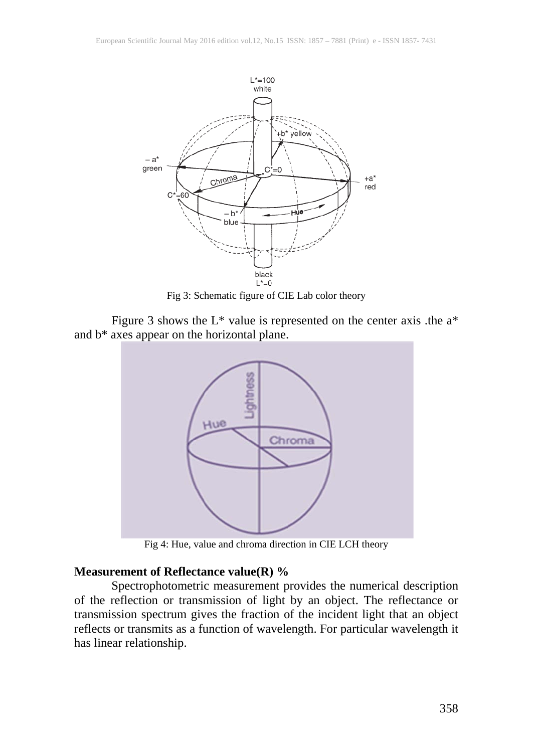Fig 3: Schematic figure of CIE Lab color theory

Figure 3 shows the L* value is represented on the center axis .the a* and b* axes appear on the horizontal plane.

Fig 4: Hue, value and chroma direction in CIE LCH theory

**Measurement of Reflectance value(R) %**

Spectrophotometric measurement provides the numerical description of the reflection or transmission of light by an object. The reflectance or transmission spectrum gives the fraction of the incident light that an object reflects or transmits as a function of wavelength. For particular wavelength it has linear relationship.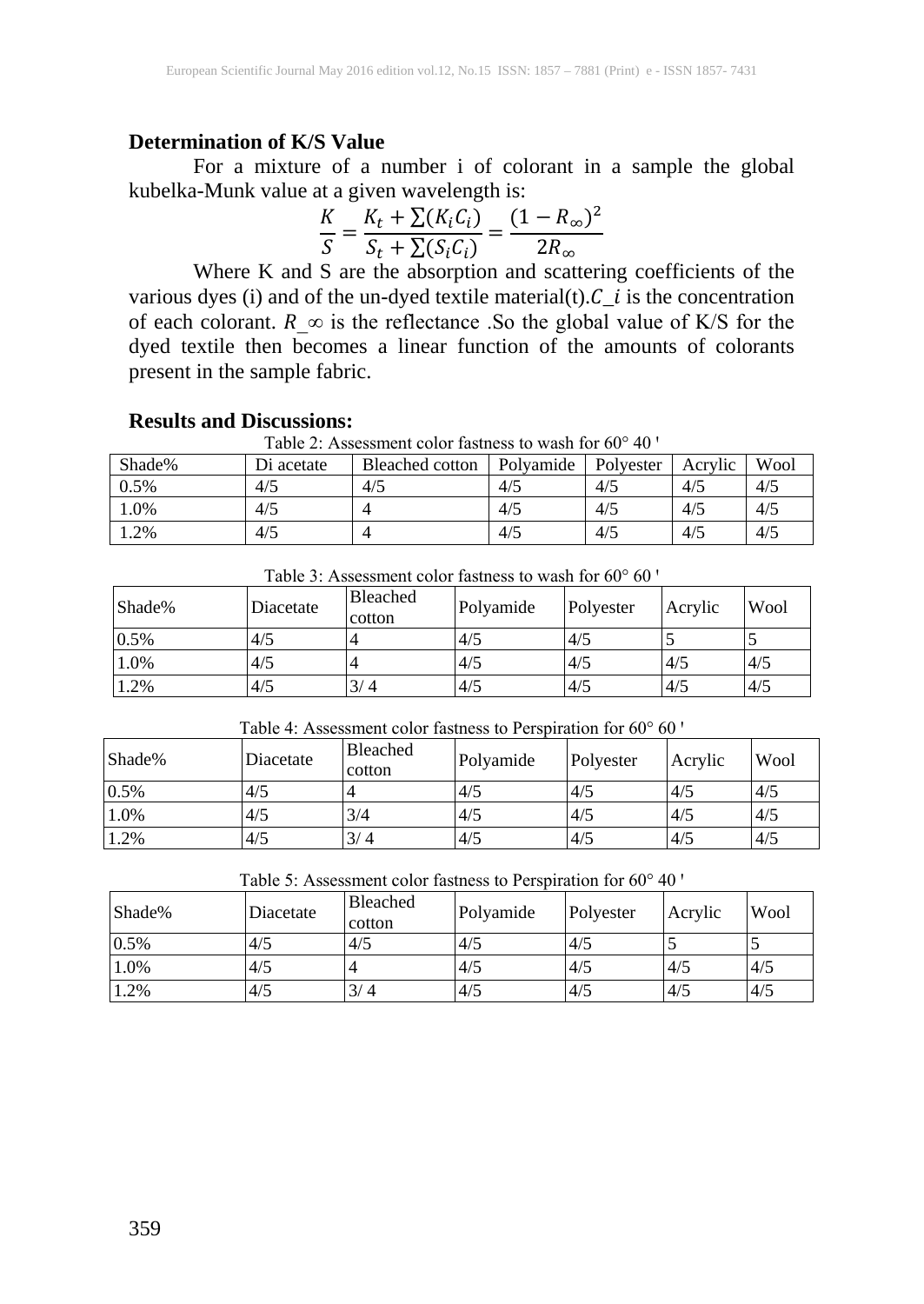**Determination of K/S Value**

For a mixture of a number i of colorant in a sample the global kubelka-Munk value at a given wavelength is:

$$\frac{K}{S} = \frac{K_t + \sum(K_i C_i)}{S_t + \sum(S_i C_i)} = \frac{(1 - R_\infty)^2}{2R_\infty}$$

Where K and S are the absorption and scattering coefficients of the various dyes (i) and of the un-dyed textile material(t). $C_i$ is the concentration of each colorant. $R_\infty$ is the reflectance .So the global value of K/S for the dyed textile then becomes a linear function of the amounts of colorants present in the sample fabric.

**Results and Discussions:**

Table 2: Assessment color fastness to wash for 60° 40 '

| Shade% | Di acetate | Bleached cotton | Polyamide | Polyester | Acrylic | Wool |
|---|---|---|---|---|---|---|
| 0.5% | 4/5 | 4/5 | 4/5 | 4/5 | 4/5 | 4/5 |
| 1.0% | 4/5 | 4 | 4/5 | 4/5 | 4/5 | 4/5 |
| 1.2% | 4/5 | 4 | 4/5 | 4/5 | 4/5 | 4/5 |

Table 3: Assessment color fastness to wash for 60° 60 '

| Shade% | Diacetate | Bleached cotton | Polyamide | Polyester | Acrylic | Wool |
|---|---|---|---|---|---|---|
| 0.5% | 4/5 | 4 | 4/5 | 4/5 | 5 | 5 |
| 1.0% | 4/5 | 4 | 4/5 | 4/5 | 4/5 | 4/5 |
| 1.2% | 4/5 | 3/ 4 | 4/5 | 4/5 | 4/5 | 4/5 |

Table 4: Assessment color fastness to Perspiration for 60° 60 '

| Shade% | Diacetate | Bleached cotton | Polyamide | Polyester | Acrylic | Wool |
|---|---|---|---|---|---|---|
| 0.5% | 4/5 | 4 | 4/5 | 4/5 | 4/5 | 4/5 |
| 1.0% | 4/5 | 3/4 | 4/5 | 4/5 | 4/5 | 4/5 |
| 1.2% | 4/5 | 3/ 4 | 4/5 | 4/5 | 4/5 | 4/5 |

Table 5: Assessment color fastness to Perspiration for 60° 40 '

| Shade% | Diacetate | Bleached cotton | Polyamide | Polyester | Acrylic | Wool |
|---|---|---|---|---|---|---|
| 0.5% | 4/5 | 4/5 | 4/5 | 4/5 | 5 | 5 |
| 1.0% | 4/5 | 4 | 4/5 | 4/5 | 4/5 | 4/5 |
| 1.2% | 4/5 | 3/ 4 | 4/5 | 4/5 | 4/5 | 4/5 |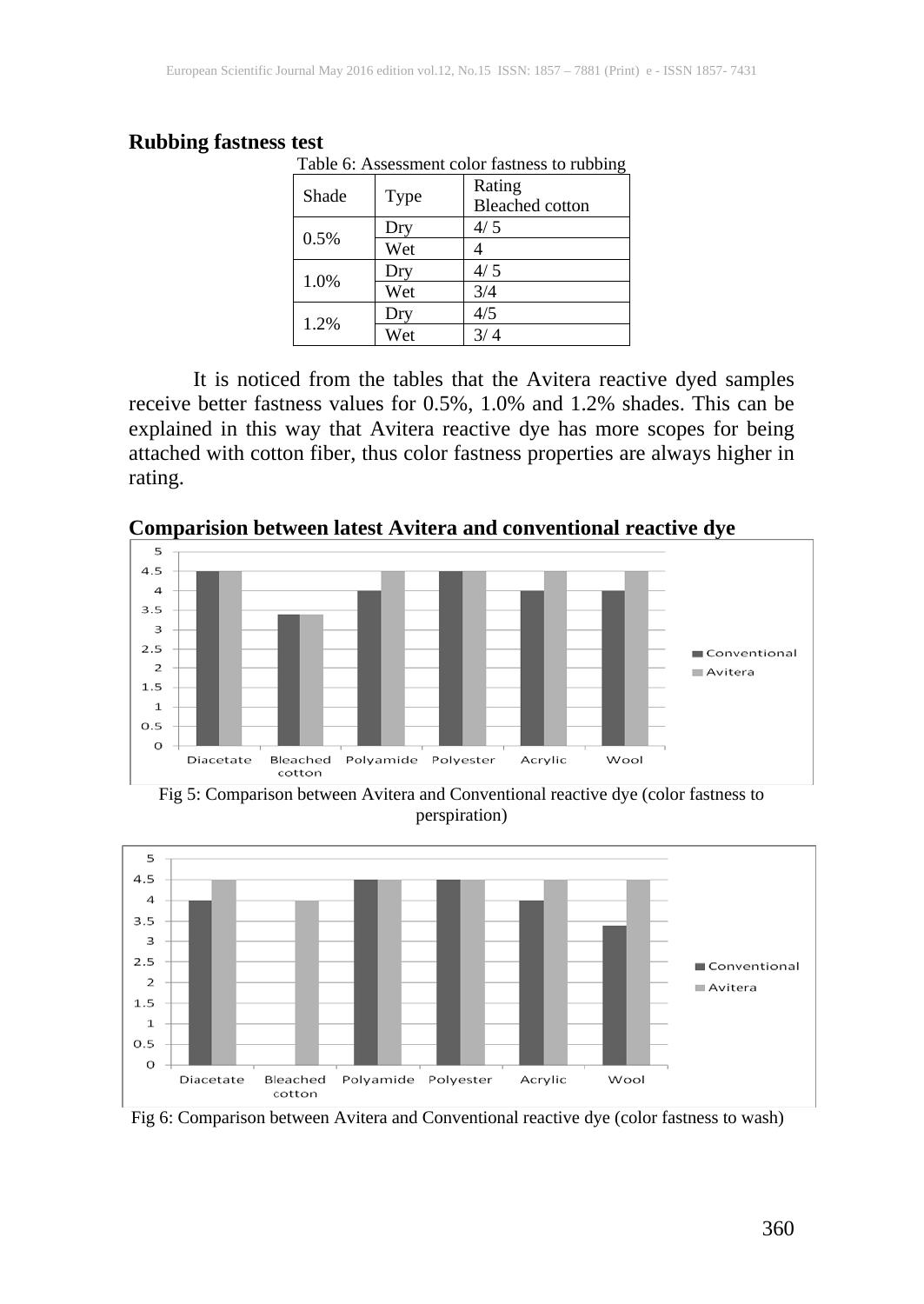**Rubbing fastness test**

Table 6: Assessment color fastness to rubbing

| Shade | Type | Rating Bleached cotton |
|---|---|---|
| 0.5% | Dry | 4/ 5 |
| | Wet | 4 |
| 1.0% | Dry | 4/ 5 |
| | Wet | 3/4 |
| 1.2% | Dry | 4/5 |
| | Wet | 3/ 4 |

It is noticed from the tables that the Avitera reactive dyed samples receive better fastness values for 0.5%, 1.0% and 1.2% shades. This can be explained in this way that Avitera reactive dye has more scopes for being attached with cotton fiber, thus color fastness properties are always higher in rating.

**Comparision between latest Avitera and conventional reactive dye**

Fig 5: Comparison between Avitera and Conventional reactive dye (color fastness to perspiration)

Fig 6: Comparison between Avitera and Conventional reactive dye (color fastness to wash)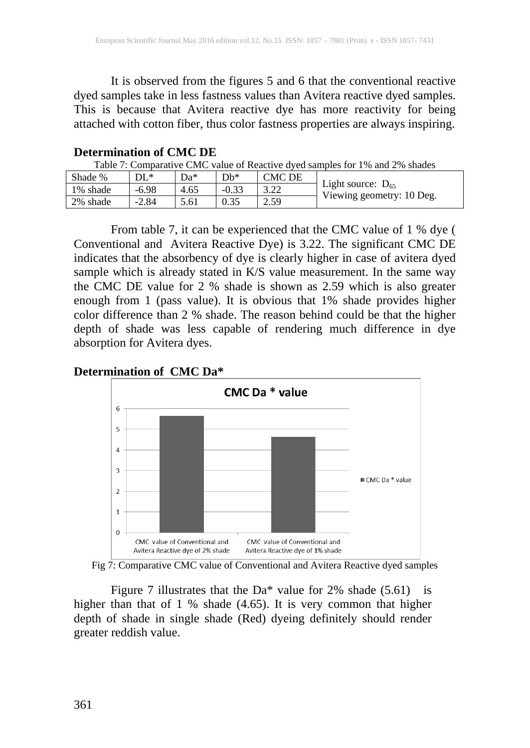It is observed from the figures 5 and 6 that the conventional reactive dyed samples take in less fastness values than Avitera reactive dyed samples. This is because that Avitera reactive dye has more reactivity for being attached with cotton fiber, thus color fastness properties are always inspiring.

**Determination of CMC DE**

Table 7: Comparative CMC value of Reactive dyed samples for 1% and 2% shades

| Shade % | DL* | Da* | Db* | CMC DE | |
|---|---|---|---|---|---|
| 1% shade | -6.98 | 4.65 | -0.33 | 3.22 | Light source: $D_{65}$ Viewing geometry: 10 Deg. |
| 2% shade | -2.84 | 5.61 | 0.35 | 2.59 | |

From table 7, it can be experienced that the CMC value of 1 % dye ( Conventional and Avitera Reactive Dye) is 3.22. The significant CMC DE indicates that the absorbency of dye is clearly higher in case of avitera dyed sample which is already stated in K/S value measurement. In the same way the CMC DE value for 2 % shade is shown as 2.59 which is also greater enough from 1 (pass value). It is obvious that 1% shade provides higher color difference than 2 % shade. The reason behind could be that the higher depth of shade was less capable of rendering much difference in dye absorption for Avitera dyes.

**Determination of CMC Da***

Fig 7: Comparative CMC value of Conventional and Avitera Reactive dyed samples

Figure 7 illustrates that the Da* value for 2% shade (5.61) is higher than that of 1 % shade (4.65). It is very common that higher depth of shade in single shade (Red) dyeing definitely should render greater reddish value.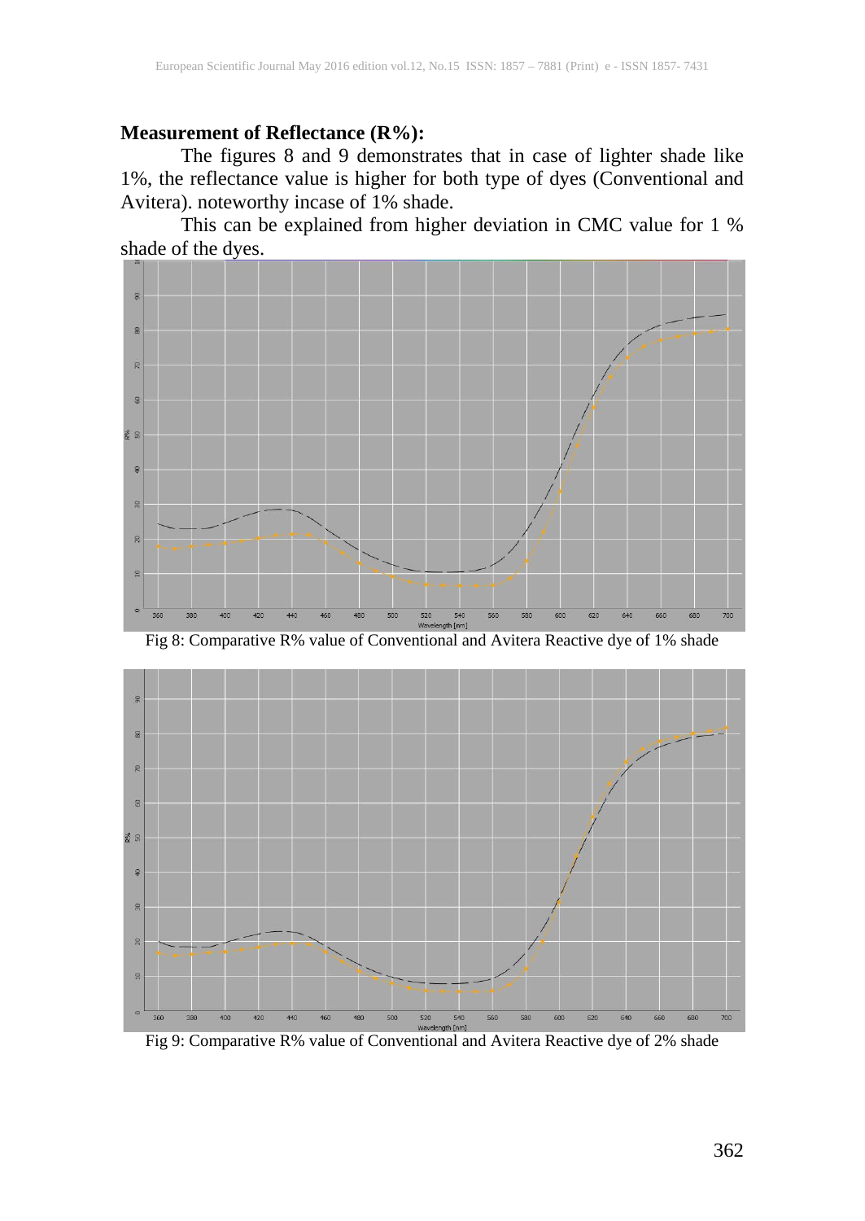**Measurement of Reflectance (R%):**

The figures 8 and 9 demonstrates that in case of lighter shade like 1%, the reflectance value is higher for both type of dyes (Conventional and Avitera). noteworthy incase of 1% shade.

This can be explained from higher deviation in CMC value for 1 % shade of the dyes.

Fig 8: Comparative R% value of Conventional and Avitera Reactive dye of 1% shade

Fig 9: Comparative R% value of Conventional and Avitera Reactive dye of 2% shade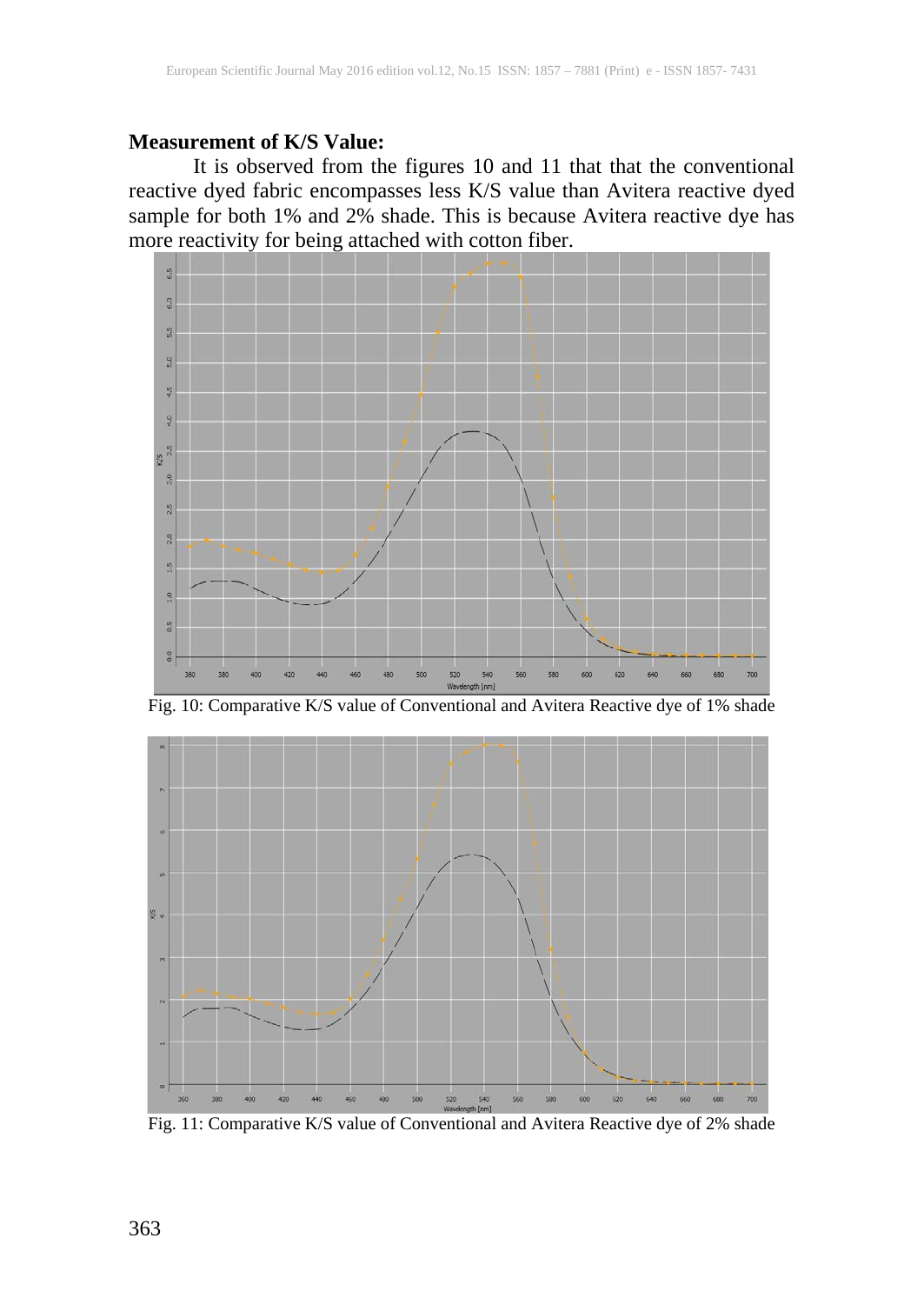**Measurement of K/S Value:**

It is observed from the figures 10 and 11 that that the conventional reactive dyed fabric encompasses less K/S value than Avitera reactive dyed sample for both 1% and 2% shade. This is because Avitera reactive dye has more reactivity for being attached with cotton fiber.

Fig. 10: Comparative K/S value of Conventional and Avitera Reactive dye of 1% shade

Fig. 11: Comparative K/S value of Conventional and Avitera Reactive dye of 2% shade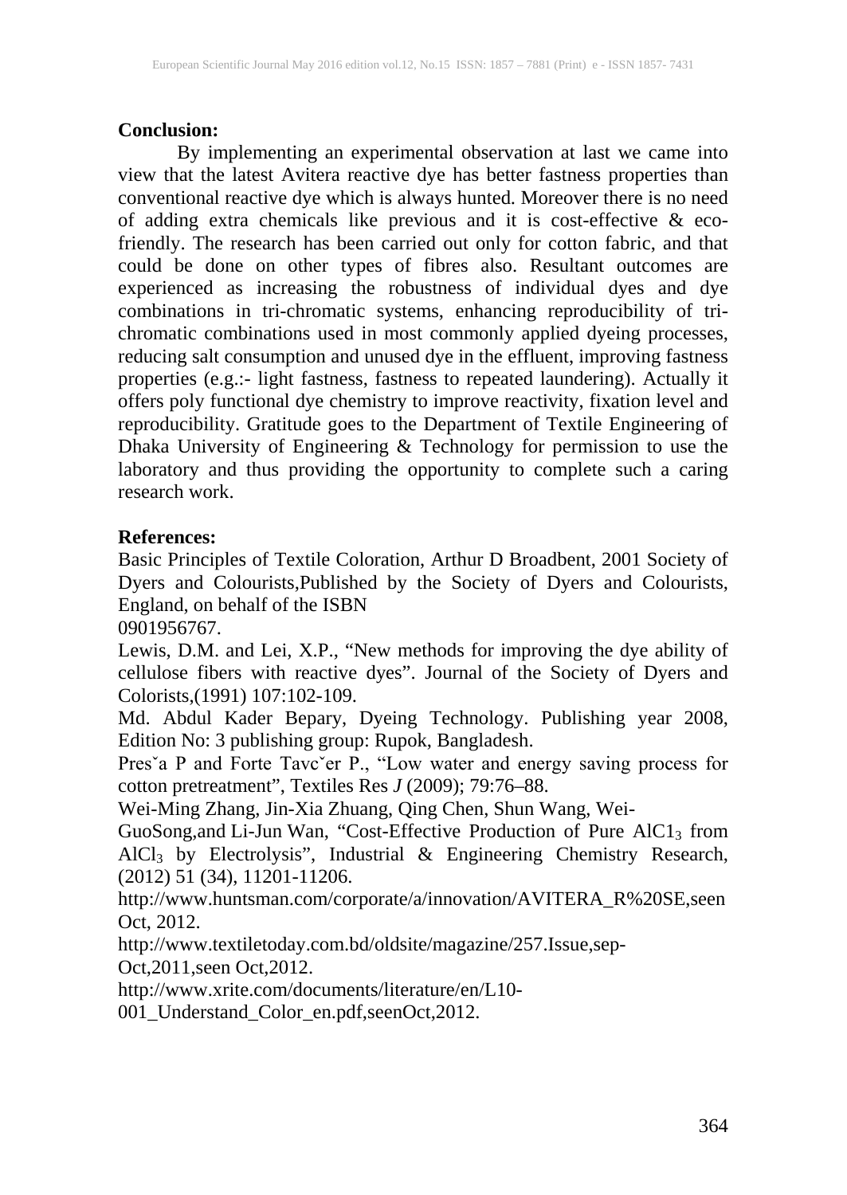**Conclusion:**

By implementing an experimental observation at last we came into view that the latest Avitera reactive dye has better fastness properties than conventional reactive dye which is always hunted. Moreover there is no need of adding extra chemicals like previous and it is cost-effective & eco-friendly. The research has been carried out only for cotton fabric, and that could be done on other types of fibres also. Resultant outcomes are experienced as increasing the robustness of individual dyes and dye combinations in tri-chromatic systems, enhancing reproducibility of tri-chromatic combinations used in most commonly applied dyeing processes, reducing salt consumption and unused dye in the effluent, improving fastness properties (e.g.:- light fastness, fastness to repeated laundering). Actually it offers poly functional dye chemistry to improve reactivity, fixation level and reproducibility. Gratitude goes to the Department of Textile Engineering of Dhaka University of Engineering & Technology for permission to use the laboratory and thus providing the opportunity to complete such a caring research work.

**References:**

Basic Principles of Textile Coloration, Arthur D Broadbent, 2001 Society of Dyers and Colourists,Published by the Society of Dyers and Colourists, England, on behalf of the ISBN 0901956767.

Lewis, D.M. and Lei, X.P., "New methods for improving the dye ability of cellulose fibers with reactive dyes". Journal of the Society of Dyers and Colorists,(1991) 107:102-109.

Md. Abdul Kader Bepary, Dyeing Technology. Publishing year 2008, Edition No: 3 publishing group: Rupok, Bangladesh.

Presˇa P and Forte Tavcˇer P., "Low water and energy saving process for cotton pretreatment", Textiles Res *J* (2009); 79:76–88.

Wei-Ming Zhang, Jin-Xia Zhuang, Qing Chen, Shun Wang, Wei-GuoSong,and Li-Jun Wan, "Cost-Effective Production of Pure $AlC1_3$ from $AlCl_3$ by Electrolysis", Industrial & Engineering Chemistry Research, (2012) 51 (34), 11201-11206.

http://www.huntsman.com/corporate/a/innovation/AVITERA_R%20SE,seen Oct, 2012.

http://www.textiletoday.com.bd/oldsite/magazine/257.Issue,sep-Oct,2011,seen Oct,2012.

http://www.xrite.com/documents/literature/en/L10-001_Understand_Color_en.pdf,seenOct,2012.